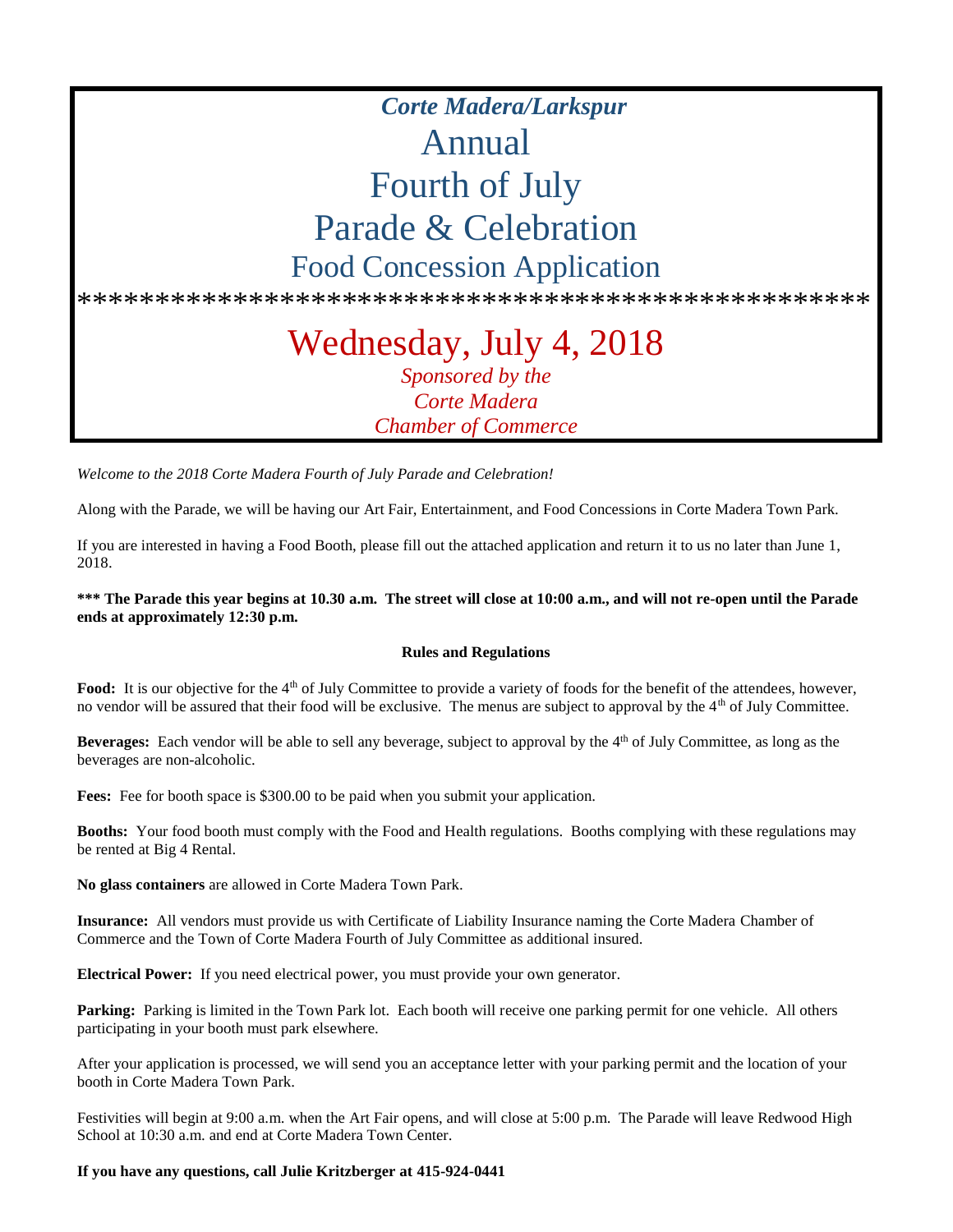*Corte Madera/Larkspur*

# Annual
# Fourth of July
# Parade & Celebration
## Food Concession Application

**************************************************

# Wednesday, July 4, 2018

*Sponsored by the*
*Corte Madera*
*Chamber of Commerce*

*Welcome to the 2018 Corte Madera Fourth of July Parade and Celebration!*

Along with the Parade, we will be having our Art Fair, Entertainment, and Food Concessions in Corte Madera Town Park.

If you are interested in having a Food Booth, please fill out the attached application and return it to us no later than June 1, 2018.

**\*\*\* The Parade this year begins at 10.30 a.m. The street will close at 10:00 a.m., and will not re-open until the Parade ends at approximately 12:30 p.m.**

### Rules and Regulations

**Food:** It is our objective for the 4th of July Committee to provide a variety of foods for the benefit of the attendees, however, no vendor will be assured that their food will be exclusive. The menus are subject to approval by the 4th of July Committee.

**Beverages:** Each vendor will be able to sell any beverage, subject to approval by the 4th of July Committee, as long as the beverages are non-alcoholic.

**Fees:** Fee for booth space is $300.00 to be paid when you submit your application.

**Booths:** Your food booth must comply with the Food and Health regulations. Booths complying with these regulations may be rented at Big 4 Rental.

**No glass containers** are allowed in Corte Madera Town Park.

**Insurance:** All vendors must provide us with Certificate of Liability Insurance naming the Corte Madera Chamber of Commerce and the Town of Corte Madera Fourth of July Committee as additional insured.

**Electrical Power:** If you need electrical power, you must provide your own generator.

**Parking:** Parking is limited in the Town Park lot. Each booth will receive one parking permit for one vehicle. All others participating in your booth must park elsewhere.

After your application is processed, we will send you an acceptance letter with your parking permit and the location of your booth in Corte Madera Town Park.

Festivities will begin at 9:00 a.m. when the Art Fair opens, and will close at 5:00 p.m. The Parade will leave Redwood High School at 10:30 a.m. and end at Corte Madera Town Center.

**If you have any questions, call Julie Kritzberger at 415-924-0441**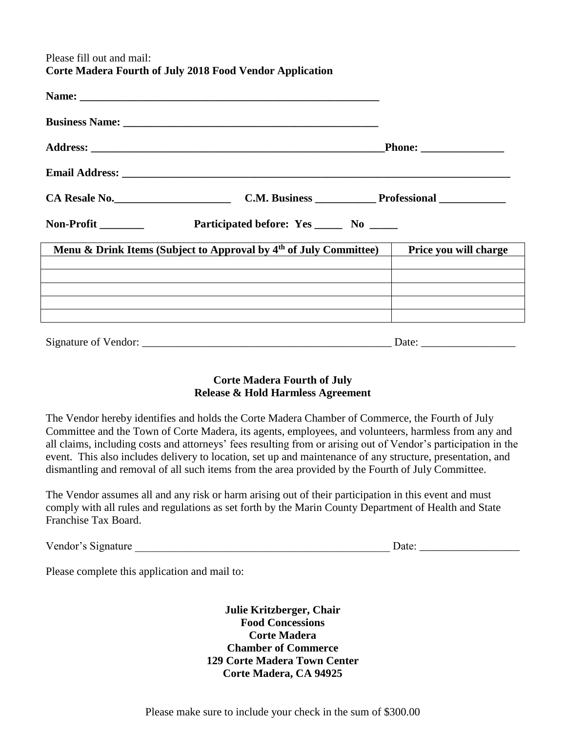Please fill out and mail:
**Corte Madera Fourth of July 2018 Food Vendor Application**

**Name: _______________________________________________________**

**Business Name: ___________________________________________**

**Address: _____________________________________________________Phone: _______________**

**Email Address: _______________________________________________________________________**

**CA Resale No.______________________ C.M. Business ___________ Professional ____________**

**Non-Profit ________ Participated before: Yes _____ No _____**

| Menu & Drink Items (Subject to Approval by 4th of July Committee) | Price you will charge |
| --- | --- |
| | |
| | |
| | |
| | |
| | |

Signature of Vendor: _______________________________________________ Date: _________________

## Corte Madera Fourth of July
## Release & Hold Harmless Agreement

The Vendor hereby identifies and holds the Corte Madera Chamber of Commerce, the Fourth of July Committee and the Town of Corte Madera, its agents, employees, and volunteers, harmless from any and all claims, including costs and attorneys' fees resulting from or arising out of Vendor's participation in the event. This also includes delivery to location, set up and maintenance of any structure, presentation, and dismantling and removal of all such items from the area provided by the Fourth of July Committee.

The Vendor assumes all and any risk or harm arising out of their participation in this event and must comply with all rules and regulations as set forth by the Marin County Department of Health and State Franchise Tax Board.

Vendor's Signature _______________________________________________ Date: __________________

Please complete this application and mail to:

**Julie Kritzberger, Chair**
**Food Concessions**
**Corte Madera**
**Chamber of Commerce**
**129 Corte Madera Town Center**
**Corte Madera, CA 94925**

Please make sure to include your check in the sum of $300.00